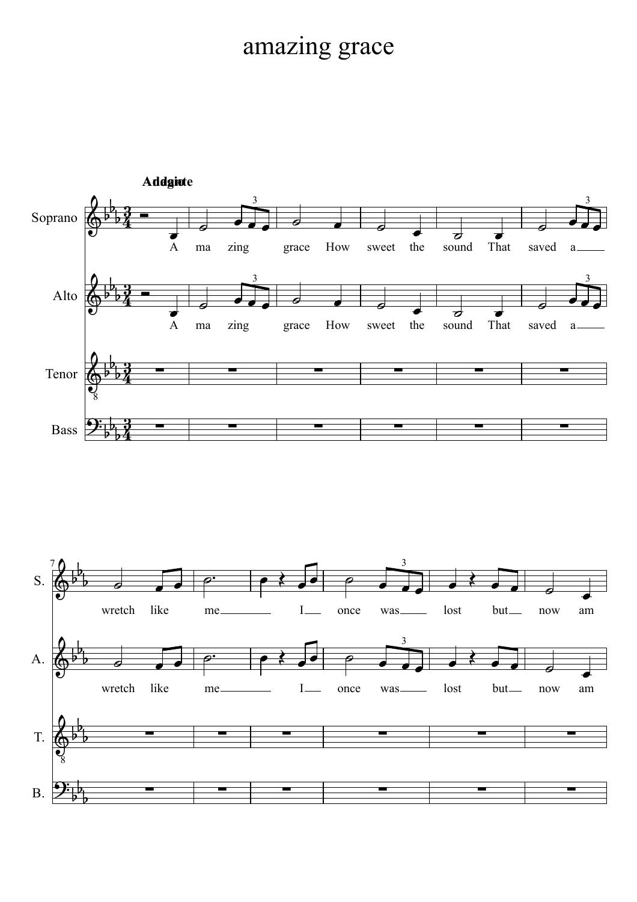# amazing grace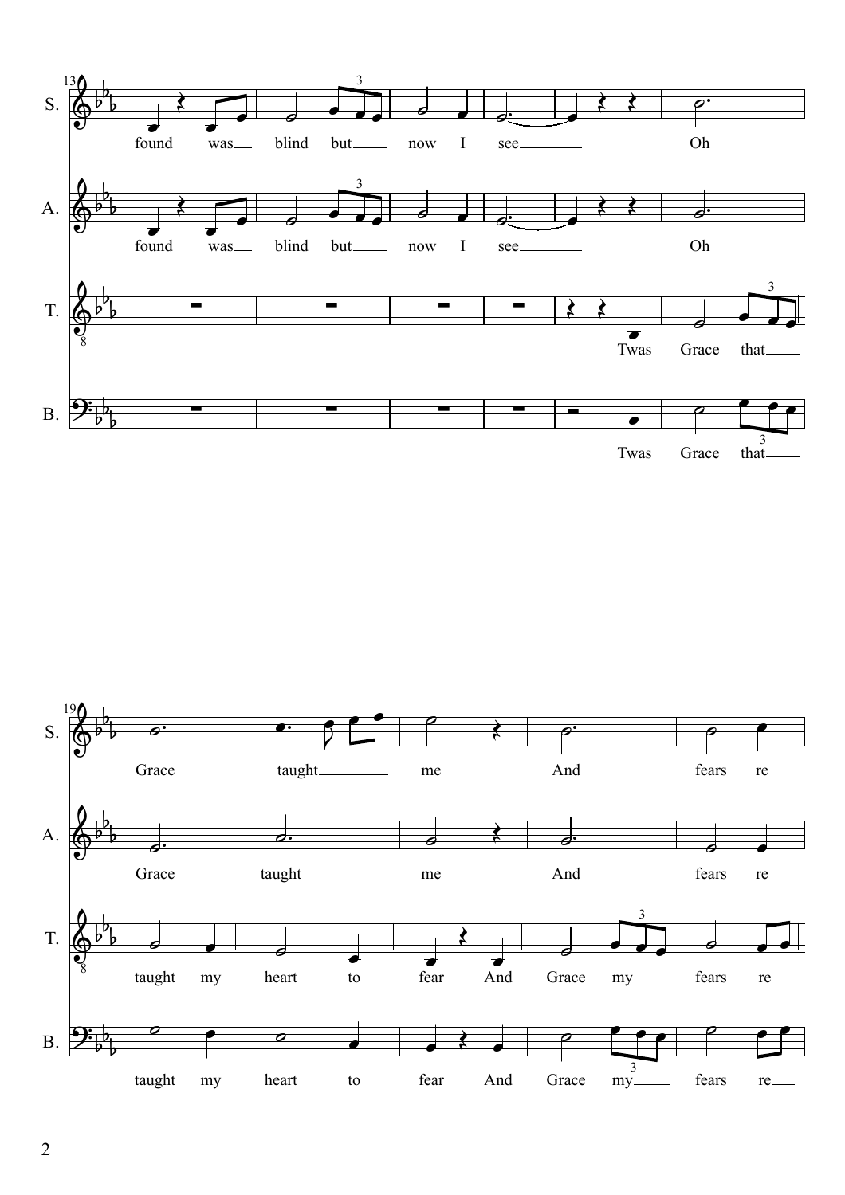S. found was blind but now I see Oh

A. found was blind but now I see Oh

T. Twas Grace that

B. Twas Grace that

S. Grace taught me And fears re

A. Grace taught me And fears re

T. taught my heart to fear And Grace my fears re

B. taught my heart to fear And Grace my fears re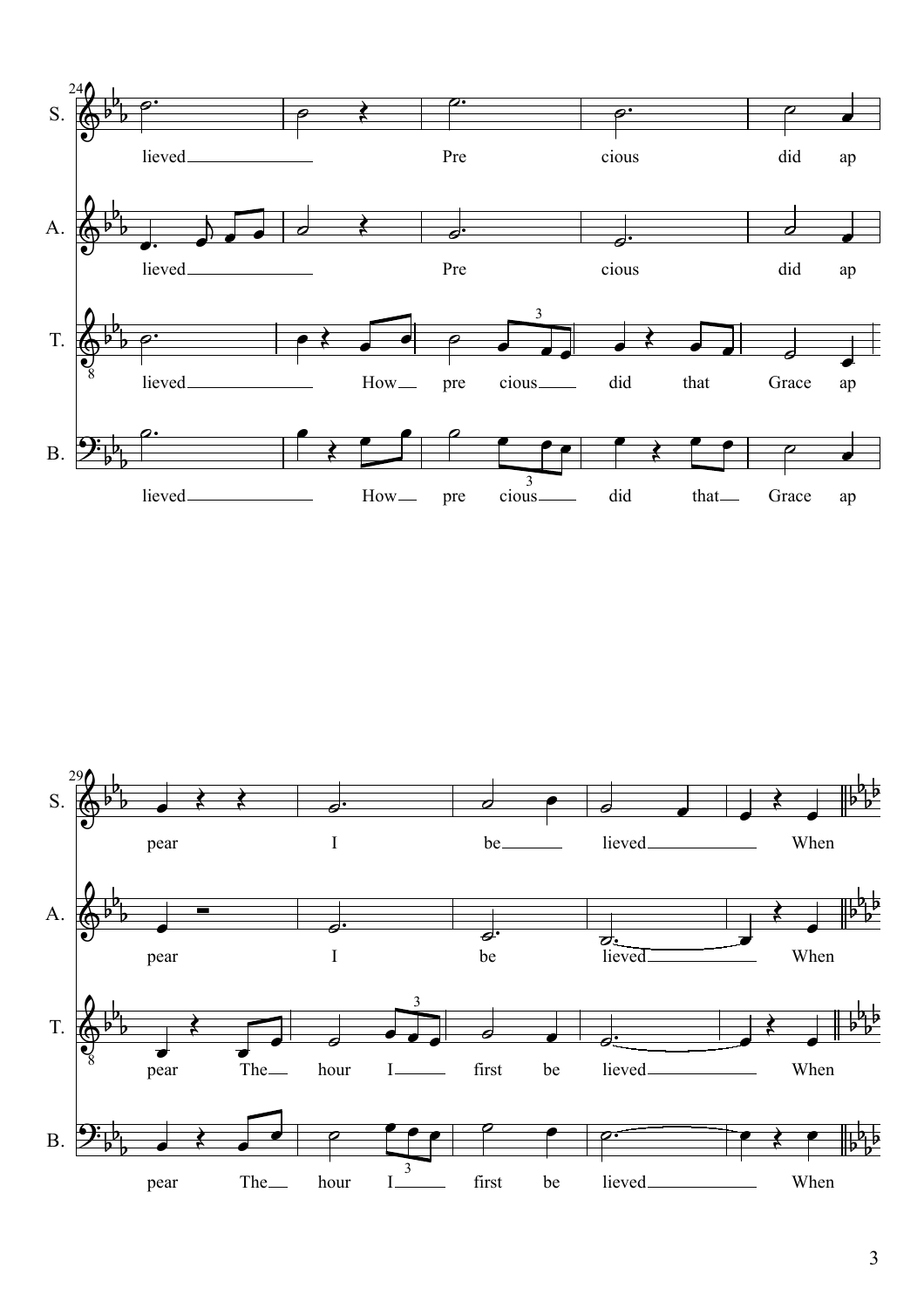24

S. lieved Pre cious did ap

A. lieved Pre cious did ap

T. lieved How pre cious did that Grace ap

B. lieved How pre cious did that Grace ap

29

S. pear I be lieved When

A. pear I be lieved When

T. pear The hour I first be lieved When

B. pear The hour I first be lieved When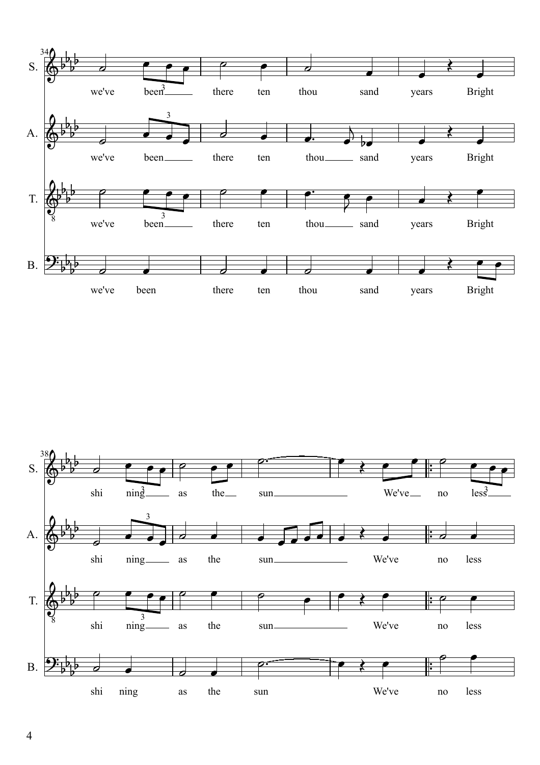S. we've been there ten thou sand years Bright

A. we've been there ten thou sand years Bright

T. we've been there ten thou sand years Bright

B. we've been there ten thou sand years Bright

S. shi ning as the sun We've no less

A. shi ning as the sun We've no less

T. shi ning as the sun We've no less

B. shi ning as the sun We've no less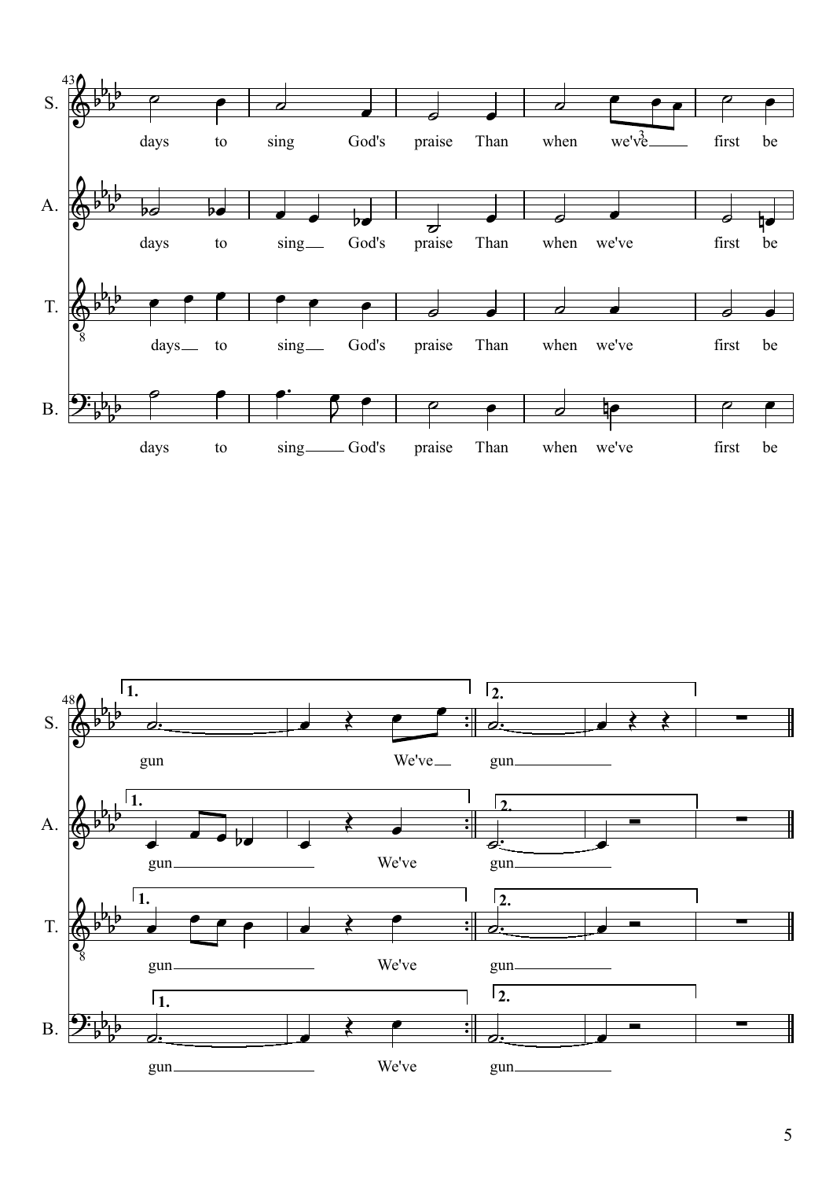S. days to sing God's praise Than when we've first be

A. days to sing God's praise Than when we've first be

T. days to sing God's praise Than when we've first be

B. days to sing God's praise Than when we've first be

1. 2.

S. gun We've gun

A. gun We've gun

T. gun We've gun

B. gun We've gun